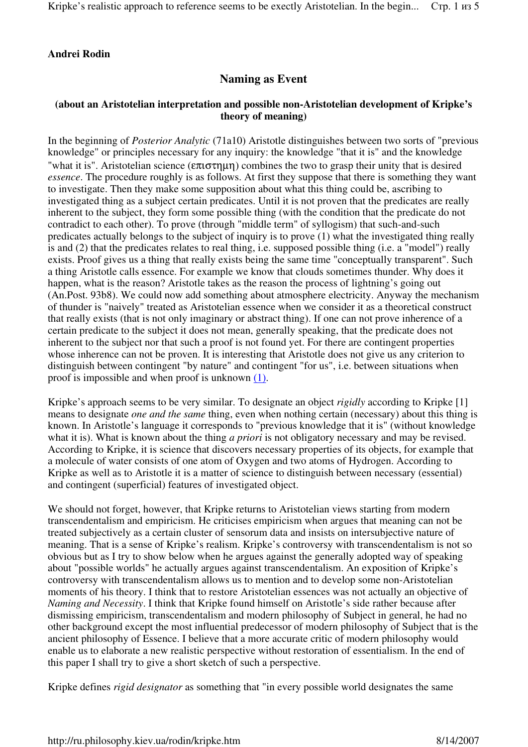**Andrei Rodin**

## Naming as Event

### (about an Aristotelian interpretation and possible non-Aristotelian development of Kripke's theory of meaning)

In the beginning of *Posterior Analytic* (71a10) Aristotle distinguishes between two sorts of "previous knowledge" or principles necessary for any inquiry: the knowledge "that it is" and the knowledge "what it is". Aristotelian science (επιστημη) combines the two to grasp their unity that is desired *essence*. The procedure roughly is as follows. At first they suppose that there is something they want to investigate. Then they make some supposition about what this thing could be, ascribing to investigated thing as a subject certain predicates. Until it is not proven that the predicates are really inherent to the subject, they form some possible thing (with the condition that the predicate do not contradict to each other). To prove (through "middle term" of syllogism) that such-and-such predicates actually belongs to the subject of inquiry is to prove (1) what the investigated thing really is and (2) that the predicates relates to real thing, i.e. supposed possible thing (i.e. a "model") really exists. Proof gives us a thing that really exists being the same time "conceptually transparent". Such a thing Aristotle calls essence. For example we know that clouds sometimes thunder. Why does it happen, what is the reason? Aristotle takes as the reason the process of lightning's going out (An.Post. 93b8). We could now add something about atmosphere electricity. Anyway the mechanism of thunder is "naively" treated as Aristotelian essence when we consider it as a theoretical construct that really exists (that is not only imaginary or abstract thing). If one can not prove inherence of a certain predicate to the subject it does not mean, generally speaking, that the predicate does not inherent to the subject nor that such a proof is not found yet. For there are contingent properties whose inherence can not be proven. It is interesting that Aristotle does not give us any criterion to distinguish between contingent "by nature" and contingent "for us", i.e. between situations when proof is impossible and when proof is unknown (1).

Kripke's approach seems to be very similar. To designate an object *rigidly* according to Kripke [1] means to designate *one and the same* thing, even when nothing certain (necessary) about this thing is known. In Aristotle's language it corresponds to "previous knowledge that it is" (without knowledge what it is). What is known about the thing *a priori* is not obligatory necessary and may be revised. According to Kripke, it is science that discovers necessary properties of its objects, for example that a molecule of water consists of one atom of Oxygen and two atoms of Hydrogen. According to Kripke as well as to Aristotle it is a matter of science to distinguish between necessary (essential) and contingent (superficial) features of investigated object.

We should not forget, however, that Kripke returns to Aristotelian views starting from modern transcendentalism and empiricism. He criticises empiricism when argues that meaning can not be treated subjectively as a certain cluster of sensorum data and insists on intersubjective nature of meaning. That is a sense of Kripke's realism. Kripke's controversy with transcendentalism is not so obvious but as I try to show below when he argues against the generally adopted way of speaking about "possible worlds" he actually argues against transcendentalism. An exposition of Kripke's controversy with transcendentalism allows us to mention and to develop some non-Aristotelian moments of his theory. I think that to restore Aristotelian essences was not actually an objective of *Naming and Necessity*. I think that Kripke found himself on Aristotle's side rather because after dismissing empiricism, transcendentalism and modern philosophy of Subject in general, he had no other background except the most influential predecessor of modern philosophy of Subject that is the ancient philosophy of Essence. I believe that a more accurate critic of modern philosophy would enable us to elaborate a new realistic perspective without restoration of essentialism. In the end of this paper I shall try to give a short sketch of such a perspective.

Kripke defines *rigid designator* as something that "in every possible world designates the same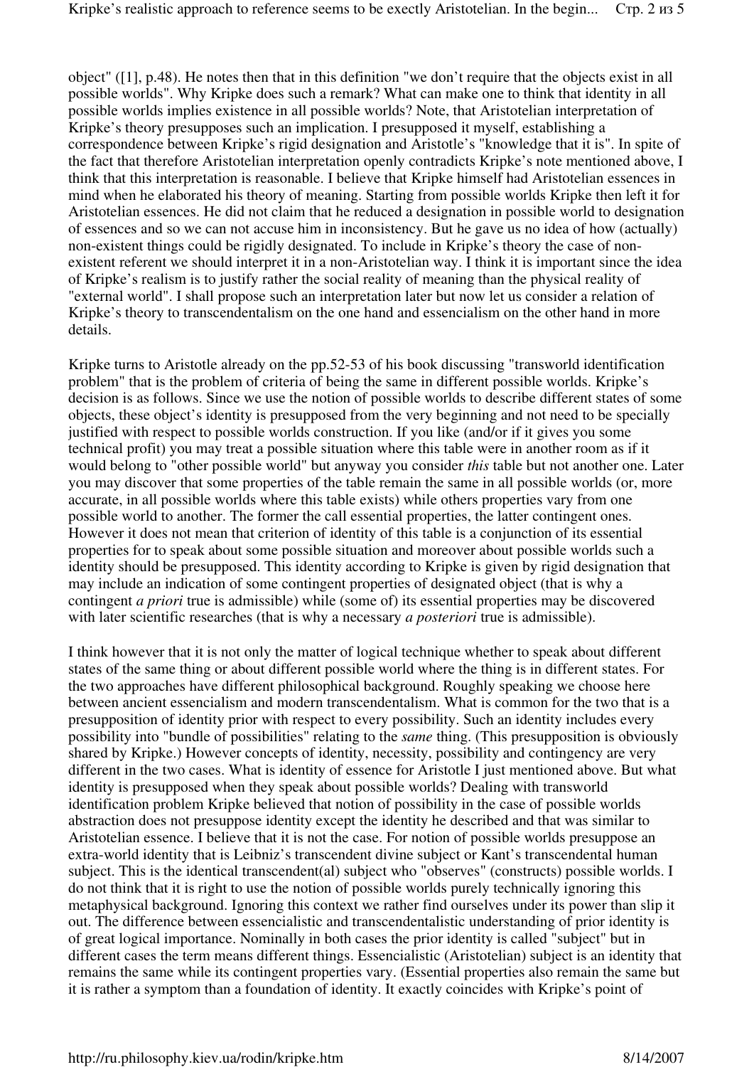object" ([1], p.48). He notes then that in this definition "we don't require that the objects exist in all possible worlds". Why Kripke does such a remark? What can make one to think that identity in all possible worlds implies existence in all possible worlds? Note, that Aristotelian interpretation of Kripke's theory presupposes such an implication. I presupposed it myself, establishing a correspondence between Kripke's rigid designation and Aristotle's "knowledge that it is". In spite of the fact that therefore Aristotelian interpretation openly contradicts Kripke's note mentioned above, I think that this interpretation is reasonable. I believe that Kripke himself had Aristotelian essences in mind when he elaborated his theory of meaning. Starting from possible worlds Kripke then left it for Aristotelian essences. He did not claim that he reduced a designation in possible world to designation of essences and so we can not accuse him in inconsistency. But he gave us no idea of how (actually) non-existent things could be rigidly designated. To include in Kripke's theory the case of non-existent referent we should interpret it in a non-Aristotelian way. I think it is important since the idea of Kripke's realism is to justify rather the social reality of meaning than the physical reality of "external world". I shall propose such an interpretation later but now let us consider a relation of Kripke's theory to transcendentalism on the one hand and essencialism on the other hand in more details.

Kripke turns to Aristotle already on the pp.52-53 of his book discussing "transworld identification problem" that is the problem of criteria of being the same in different possible worlds. Kripke's decision is as follows. Since we use the notion of possible worlds to describe different states of some objects, these object's identity is presupposed from the very beginning and not need to be specially justified with respect to possible worlds construction. If you like (and/or if it gives you some technical profit) you may treat a possible situation where this table were in another room as if it would belong to "other possible world" but anyway you consider *this* table but not another one. Later you may discover that some properties of the table remain the same in all possible worlds (or, more accurate, in all possible worlds where this table exists) while others properties vary from one possible world to another. The former the call essential properties, the latter contingent ones. However it does not mean that criterion of identity of this table is a conjunction of its essential properties for to speak about some possible situation and moreover about possible worlds such a identity should be presupposed. This identity according to Kripke is given by rigid designation that may include an indication of some contingent properties of designated object (that is why a contingent *a priori* true is admissible) while (some of) its essential properties may be discovered with later scientific researches (that is why a necessary *a posteriori* true is admissible).

I think however that it is not only the matter of logical technique whether to speak about different states of the same thing or about different possible world where the thing is in different states. For the two approaches have different philosophical background. Roughly speaking we choose here between ancient essencialism and modern transcendentalism. What is common for the two that is a presupposition of identity prior with respect to every possibility. Such an identity includes every possibility into "bundle of possibilities" relating to the *same* thing. (This presupposition is obviously shared by Kripke.) However concepts of identity, necessity, possibility and contingency are very different in the two cases. What is identity of essence for Aristotle I just mentioned above. But what identity is presupposed when they speak about possible worlds? Dealing with transworld identification problem Kripke believed that notion of possibility in the case of possible worlds abstraction does not presuppose identity except the identity he described and that was similar to Aristotelian essence. I believe that it is not the case. For notion of possible worlds presuppose an extra-world identity that is Leibniz's transcendent divine subject or Kant's transcendental human subject. This is the identical transcendent(al) subject who "observes" (constructs) possible worlds. I do not think that it is right to use the notion of possible worlds purely technically ignoring this metaphysical background. Ignoring this context we rather find ourselves under its power than slip it out. The difference between essencialistic and transcendentalistic understanding of prior identity is of great logical importance. Nominally in both cases the prior identity is called "subject" but in different cases the term means different things. Essencialistic (Aristotelian) subject is an identity that remains the same while its contingent properties vary. (Essential properties also remain the same but it is rather a symptom than a foundation of identity. It exactly coincides with Kripke's point of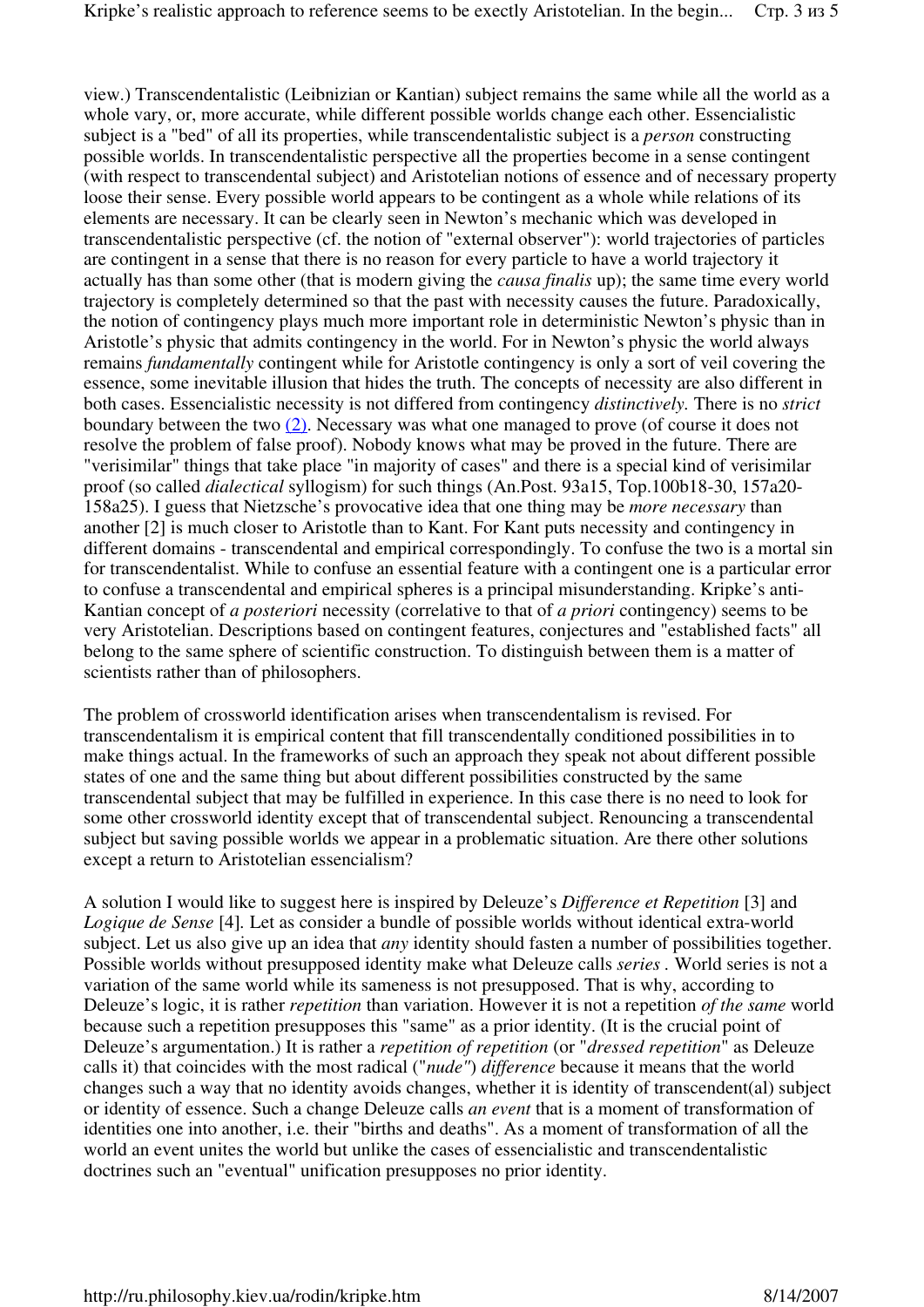view.) Transcendentalistic (Leibnizian or Kantian) subject remains the same while all the world as a whole vary, or, more accurate, while different possible worlds change each other. Essencialistic subject is a "bed" of all its properties, while transcendentalistic subject is a *person* constructing possible worlds. In transcendentalistic perspective all the properties become in a sense contingent (with respect to transcendental subject) and Aristotelian notions of essence and of necessary property loose their sense. Every possible world appears to be contingent as a whole while relations of its elements are necessary. It can be clearly seen in Newton's mechanic which was developed in transcendentalistic perspective (cf. the notion of "external observer"): world trajectories of particles are contingent in a sense that there is no reason for every particle to have a world trajectory it actually has than some other (that is modern giving the *causa finalis* up); the same time every world trajectory is completely determined so that the past with necessity causes the future. Paradoxically, the notion of contingency plays much more important role in deterministic Newton's physic than in Aristotle's physic that admits contingency in the world. For in Newton's physic the world always remains *fundamentally* contingent while for Aristotle contingency is only a sort of veil covering the essence, some inevitable illusion that hides the truth. The concepts of necessity are also different in both cases. Essencialistic necessity is not differed from contingency *distinctively.* There is no *strict* boundary between the two (2). Necessary was what one managed to prove (of course it does not resolve the problem of false proof). Nobody knows what may be proved in the future. There are "verisimilar" things that take place "in majority of cases" and there is a special kind of verisimilar proof (so called *dialectical* syllogism) for such things (An.Post. 93a15, Top.100b18-30, 157a20-158a25). I guess that Nietzsche's provocative idea that one thing may be *more necessary* than another [2] is much closer to Aristotle than to Kant. For Kant puts necessity and contingency in different domains - transcendental and empirical correspondingly. To confuse the two is a mortal sin for transcendentalist. While to confuse an essential feature with a contingent one is a particular error to confuse a transcendental and empirical spheres is a principal misunderstanding. Kripke's anti-Kantian concept of *a posteriori* necessity (correlative to that of *a priori* contingency) seems to be very Aristotelian. Descriptions based on contingent features, conjectures and "established facts" all belong to the same sphere of scientific construction. To distinguish between them is a matter of scientists rather than of philosophers.

The problem of crossworld identification arises when transcendentalism is revised. For transcendentalism it is empirical content that fill transcendentally conditioned possibilities in to make things actual. In the frameworks of such an approach they speak not about different possible states of one and the same thing but about different possibilities constructed by the same transcendental subject that may be fulfilled in experience. In this case there is no need to look for some other crossworld identity except that of transcendental subject. Renouncing a transcendental subject but saving possible worlds we appear in a problematic situation. Are there other solutions except a return to Aristotelian essencialism?

A solution I would like to suggest here is inspired by Deleuze's *Difference et Repetition* [3] and *Logique de Sense* [4]. Let as consider a bundle of possible worlds without identical extra-world subject. Let us also give up an idea that *any* identity should fasten a number of possibilities together. Possible worlds without presupposed identity make what Deleuze calls *series* . World series is not a variation of the same world while its sameness is not presupposed. That is why, according to Deleuze's logic, it is rather *repetition* than variation. However it is not a repetition *of the same* world because such a repetition presupposes this "same" as a prior identity. (It is the crucial point of Deleuze's argumentation.) It is rather a *repetition of repetition* (or "*dressed repetition*" as Deleuze calls it) that coincides with the most radical ("*nude"*) *difference* because it means that the world changes such a way that no identity avoids changes, whether it is identity of transcendent(al) subject or identity of essence. Such a change Deleuze calls *an event* that is a moment of transformation of identities one into another, i.e. their "births and deaths". As a moment of transformation of all the world an event unites the world but unlike the cases of essencialistic and transcendentalistic doctrines such an "eventual" unification presupposes no prior identity.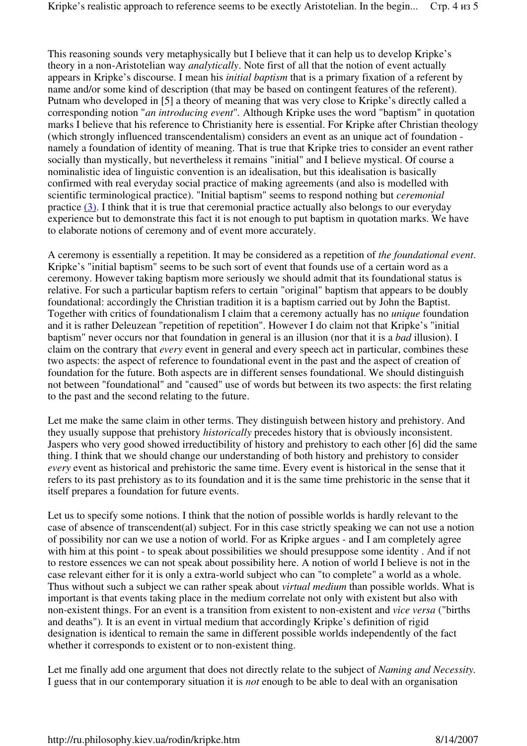This reasoning sounds very metaphysically but I believe that it can help us to develop Kripke's theory in a non-Aristotelian way *analytically*. Note first of all that the notion of event actually appears in Kripke's discourse. I mean his *initial baptism* that is a primary fixation of a referent by name and/or some kind of description (that may be based on contingent features of the referent). Putnam who developed in [5] a theory of meaning that was very close to Kripke's directly called a corresponding notion "*an introducing event*". Although Kripke uses the word "baptism" in quotation marks I believe that his reference to Christianity here is essential. For Kripke after Christian theology (which strongly influenced transcendentalism) considers an event as an unique act of foundation - namely a foundation of identity of meaning. That is true that Kripke tries to consider an event rather socially than mystically, but nevertheless it remains "initial" and I believe mystical. Of course a nominalistic idea of linguistic convention is an idealisation, but this idealisation is basically confirmed with real everyday social practice of making agreements (and also is modelled with scientific terminological practice). "Initial baptism" seems to respond nothing but *ceremonial* practice (3). I think that it is true that ceremonial practice actually also belongs to our everyday experience but to demonstrate this fact it is not enough to put baptism in quotation marks. We have to elaborate notions of ceremony and of event more accurately.

A ceremony is essentially a repetition. It may be considered as a repetition of *the foundational event*. Kripke's "initial baptism" seems to be such sort of event that founds use of a certain word as a ceremony. However taking baptism more seriously we should admit that its foundational status is relative. For such a particular baptism refers to certain "original" baptism that appears to be doubly foundational: accordingly the Christian tradition it is a baptism carried out by John the Baptist. Together with critics of foundationalism I claim that a ceremony actually has no *unique* foundation and it is rather Deleuzean "repetition of repetition". However I do claim not that Kripke's "initial baptism" never occurs nor that foundation in general is an illusion (nor that it is a *bad* illusion). I claim on the contrary that *every* event in general and every speech act in particular, combines these two aspects: the aspect of reference to foundational event in the past and the aspect of creation of foundation for the future. Both aspects are in different senses foundational. We should distinguish not between "foundational" and "caused" use of words but between its two aspects: the first relating to the past and the second relating to the future.

Let me make the same claim in other terms. They distinguish between history and prehistory. And they usually suppose that prehistory *historically* precedes history that is obviously inconsistent. Jaspers who very good showed irreductibility of history and prehistory to each other [6] did the same thing. I think that we should change our understanding of both history and prehistory to consider *every* event as historical and prehistoric the same time. Every event is historical in the sense that it refers to its past prehistory as to its foundation and it is the same time prehistoric in the sense that it itself prepares a foundation for future events.

Let us to specify some notions. I think that the notion of possible worlds is hardly relevant to the case of absence of transcendent(al) subject. For in this case strictly speaking we can not use a notion of possibility nor can we use a notion of world. For as Kripke argues - and I am completely agree with him at this point - to speak about possibilities we should presuppose some identity . And if not to restore essences we can not speak about possibility here. A notion of world I believe is not in the case relevant either for it is only a extra-world subject who can "to complete" a world as a whole. Thus without such a subject we can rather speak about *virtual medium* than possible worlds. What is important is that events taking place in the medium correlate not only with existent but also with non-existent things. For an event is a transition from existent to non-existent and *vice versa* ("births and deaths"). It is an event in virtual medium that accordingly Kripke's definition of rigid designation is identical to remain the same in different possible worlds independently of the fact whether it corresponds to existent or to non-existent thing.

Let me finally add one argument that does not directly relate to the subject of *Naming and Necessity*. I guess that in our contemporary situation it is *not* enough to be able to deal with an organisation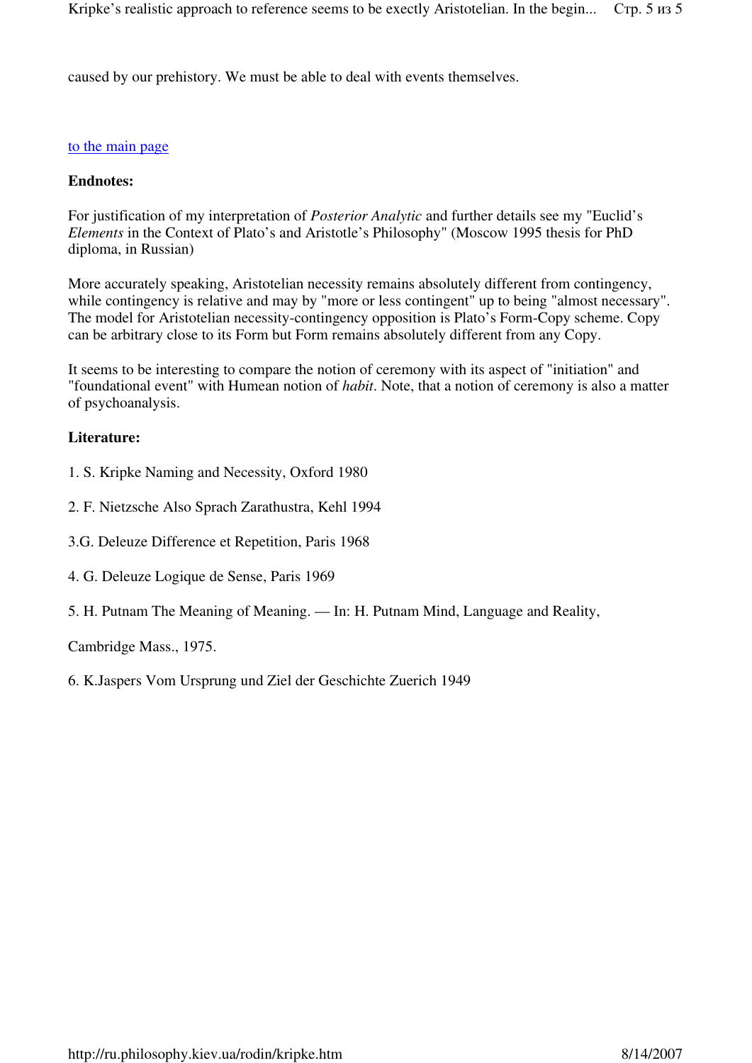caused by our prehistory. We must be able to deal with events themselves.

to the main page

**Endnotes:**

For justification of my interpretation of *Posterior Analytic* and further details see my "Euclid's *Elements* in the Context of Plato's and Aristotle's Philosophy" (Moscow 1995 thesis for PhD diploma, in Russian)

More accurately speaking, Aristotelian necessity remains absolutely different from contingency, while contingency is relative and may by "more or less contingent" up to being "almost necessary". The model for Aristotelian necessity-contingency opposition is Plato's Form-Copy scheme. Copy can be arbitrary close to its Form but Form remains absolutely different from any Copy.

It seems to be interesting to compare the notion of ceremony with its aspect of "initiation" and "foundational event" with Humean notion of *habit*. Note, that a notion of ceremony is also a matter of psychoanalysis.

**Literature:**

1. S. Kripke Naming and Necessity, Oxford 1980

2. F. Nietzsche Also Sprach Zarathustra, Kehl 1994

3.G. Deleuze Difference et Repetition, Paris 1968

4. G. Deleuze Logique de Sense, Paris 1969

5. H. Putnam The Meaning of Meaning. — In: H. Putnam Mind, Language and Reality,

Cambridge Mass., 1975.

6. K.Jaspers Vom Ursprung und Ziel der Geschichte Zuerich 1949